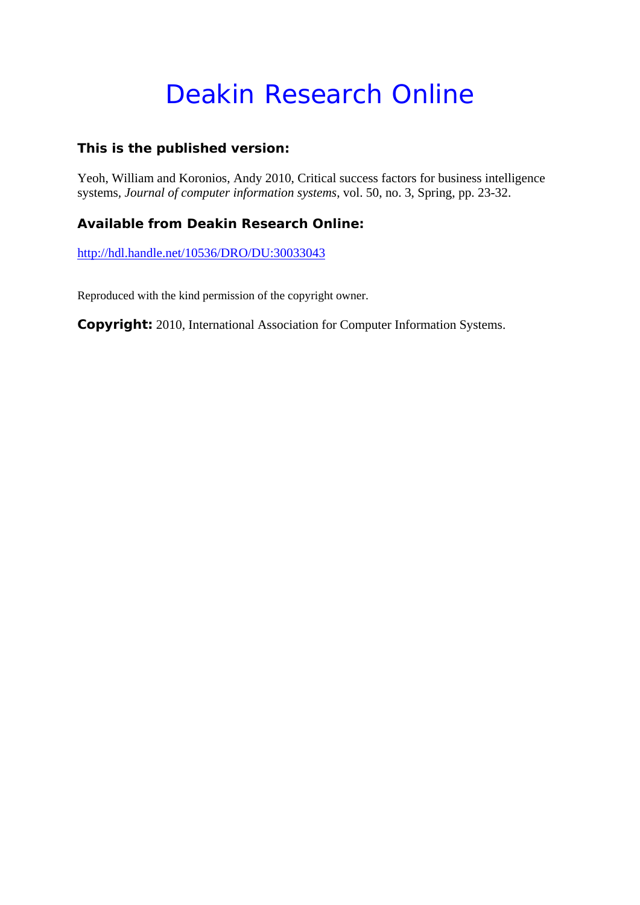# Deakin Research Online

### This is the published version:

Yeoh, William and Koronios, Andy 2010, Critical success factors for business intelligence systems, *Journal of computer information systems*, vol. 50, no. 3, Spring, pp. 23-32.

### Available from Deakin Research Online:

http://hdl.handle.net/10536/DRO/DU:30033043

Reproduced with the kind permission of the copyright owner.

**Copyright:** 2010, International Association for Computer Information Systems.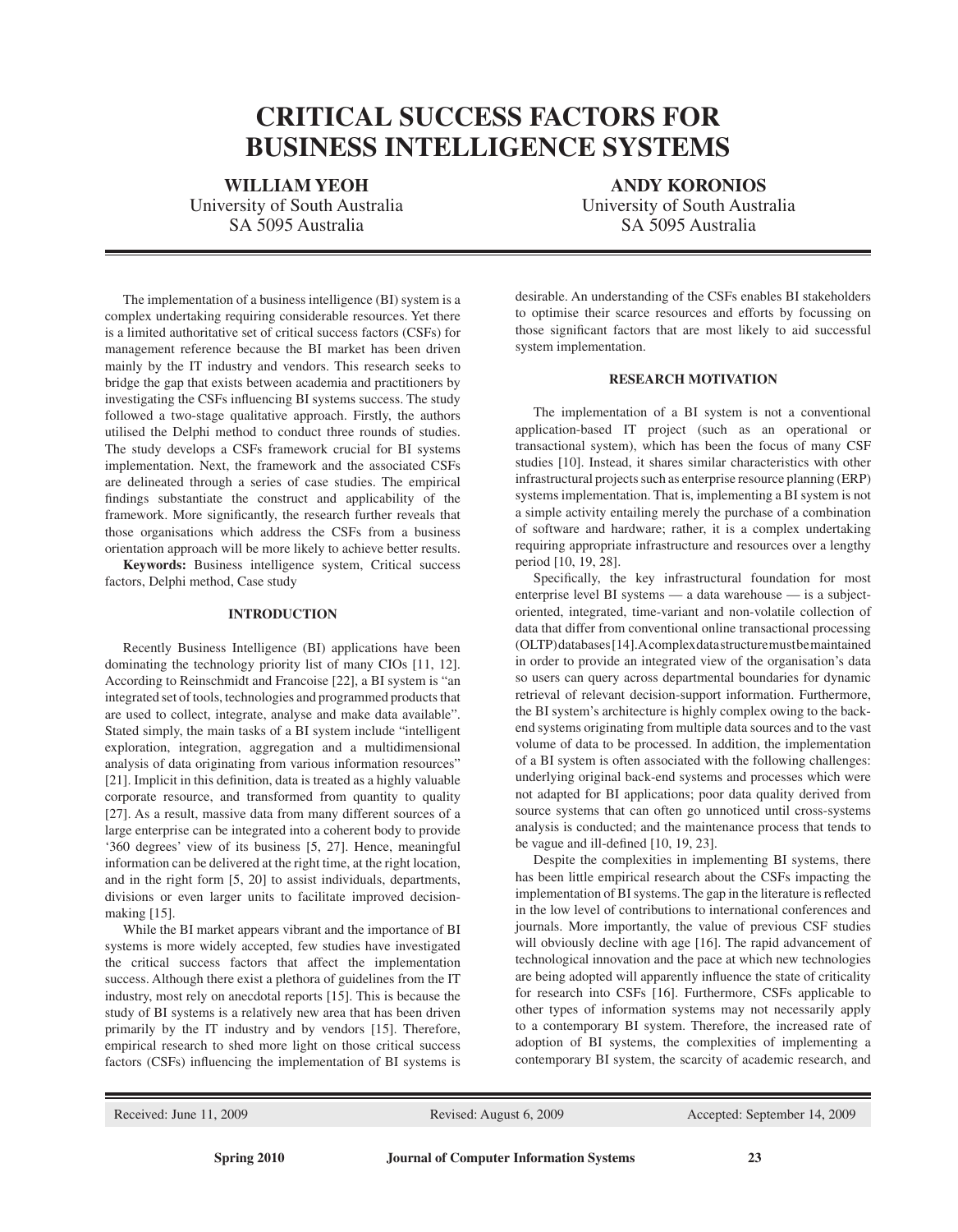# CRITICAL SUCCESS FACTORS FOR BUSINESS INTELLIGENCE SYSTEMS

**WILLIAM YEOH**
University of South Australia
SA 5095 Australia

**ANDY KORONIOS**
University of South Australia
SA 5095 Australia

The implementation of a business intelligence (BI) system is a complex undertaking requiring considerable resources. Yet there is a limited authoritative set of critical success factors (CSFs) for management reference because the BI market has been driven mainly by the IT industry and vendors. This research seeks to bridge the gap that exists between academia and practitioners by investigating the CSFs influencing BI systems success. The study followed a two-stage qualitative approach. Firstly, the authors utilised the Delphi method to conduct three rounds of studies. The study develops a CSFs framework crucial for BI systems implementation. Next, the framework and the associated CSFs are delineated through a series of case studies. The empirical findings substantiate the construct and applicability of the framework. More significantly, the research further reveals that those organisations which address the CSFs from a business orientation approach will be more likely to achieve better results.

**Keywords:** Business intelligence system, Critical success factors, Delphi method, Case study

## INTRODUCTION

Recently Business Intelligence (BI) applications have been dominating the technology priority list of many CIOs [11, 12]. According to Reinschmidt and Francoise [22], a BI system is "an integrated set of tools, technologies and programmed products that are used to collect, integrate, analyse and make data available". Stated simply, the main tasks of a BI system include "intelligent exploration, integration, aggregation and a multidimensional analysis of data originating from various information resources" [21]. Implicit in this definition, data is treated as a highly valuable corporate resource, and transformed from quantity to quality [27]. As a result, massive data from many different sources of a large enterprise can be integrated into a coherent body to provide '360 degrees' view of its business [5, 27]. Hence, meaningful information can be delivered at the right time, at the right location, and in the right form [5, 20] to assist individuals, departments, divisions or even larger units to facilitate improved decision-making [15].

While the BI market appears vibrant and the importance of BI systems is more widely accepted, few studies have investigated the critical success factors that affect the implementation success. Although there exist a plethora of guidelines from the IT industry, most rely on anecdotal reports [15]. This is because the study of BI systems is a relatively new area that has been driven primarily by the IT industry and by vendors [15]. Therefore, empirical research to shed more light on those critical success factors (CSFs) influencing the implementation of BI systems is desirable. An understanding of the CSFs enables BI stakeholders to optimise their scarce resources and efforts by focussing on those significant factors that are most likely to aid successful system implementation.

## RESEARCH MOTIVATION

The implementation of a BI system is not a conventional application-based IT project (such as an operational or transactional system), which has been the focus of many CSF studies [10]. Instead, it shares similar characteristics with other infrastructural projects such as enterprise resource planning (ERP) systems implementation. That is, implementing a BI system is not a simple activity entailing merely the purchase of a combination of software and hardware; rather, it is a complex undertaking requiring appropriate infrastructure and resources over a lengthy period [10, 19, 28].

Specifically, the key infrastructural foundation for most enterprise level BI systems — a data warehouse — is a subject-oriented, integrated, time-variant and non-volatile collection of data that differ from conventional online transactional processing (OLTP) databases [14]. A complex data structure must be maintained in order to provide an integrated view of the organisation's data so users can query across departmental boundaries for dynamic retrieval of relevant decision-support information. Furthermore, the BI system's architecture is highly complex owing to the back-end systems originating from multiple data sources and to the vast volume of data to be processed. In addition, the implementation of a BI system is often associated with the following challenges: underlying original back-end systems and processes which were not adapted for BI applications; poor data quality derived from source systems that can often go unnoticed until cross-systems analysis is conducted; and the maintenance process that tends to be vague and ill-defined [10, 19, 23].

Despite the complexities in implementing BI systems, there has been little empirical research about the CSFs impacting the implementation of BI systems. The gap in the literature is reflected in the low level of contributions to international conferences and journals. More importantly, the value of previous CSF studies will obviously decline with age [16]. The rapid advancement of technological innovation and the pace at which new technologies are being adopted will apparently influence the state of criticality for research into CSFs [16]. Furthermore, CSFs applicable to other types of information systems may not necessarily apply to a contemporary BI system. Therefore, the increased rate of adoption of BI systems, the complexities of implementing a contemporary BI system, the scarcity of academic research, and

Received: June 11, 2009 | Revised: August 6, 2009 | Accepted: September 14, 2009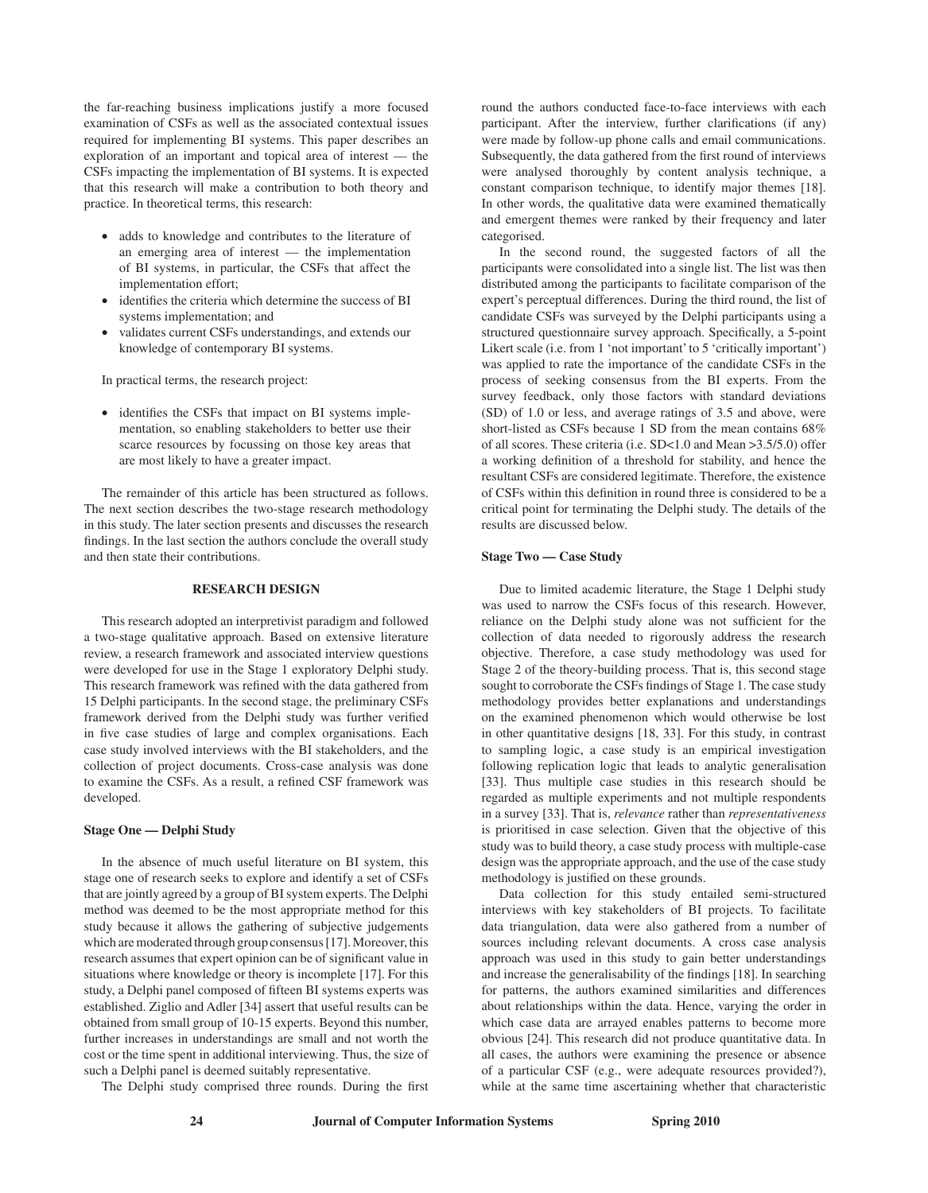the far-reaching business implications justify a more focused examination of CSFs as well as the associated contextual issues required for implementing BI systems. This paper describes an exploration of an important and topical area of interest — the CSFs impacting the implementation of BI systems. It is expected that this research will make a contribution to both theory and practice. In theoretical terms, this research:

- adds to knowledge and contributes to the literature of an emerging area of interest — the implementation of BI systems, in particular, the CSFs that affect the implementation effort;
- identifies the criteria which determine the success of BI systems implementation; and
- validates current CSFs understandings, and extends our knowledge of contemporary BI systems.

In practical terms, the research project:

- identifies the CSFs that impact on BI systems implementation, so enabling stakeholders to better use their scarce resources by focussing on those key areas that are most likely to have a greater impact.

The remainder of this article has been structured as follows. The next section describes the two-stage research methodology in this study. The later section presents and discusses the research findings. In the last section the authors conclude the overall study and then state their contributions.

## RESEARCH DESIGN

This research adopted an interpretivist paradigm and followed a two-stage qualitative approach. Based on extensive literature review, a research framework and associated interview questions were developed for use in the Stage 1 exploratory Delphi study. This research framework was refined with the data gathered from 15 Delphi participants. In the second stage, the preliminary CSFs framework derived from the Delphi study was further verified in five case studies of large and complex organisations. Each case study involved interviews with the BI stakeholders, and the collection of project documents. Cross-case analysis was done to examine the CSFs. As a result, a refined CSF framework was developed.

### Stage One — Delphi Study

In the absence of much useful literature on BI system, this stage one of research seeks to explore and identify a set of CSFs that are jointly agreed by a group of BI system experts. The Delphi method was deemed to be the most appropriate method for this study because it allows the gathering of subjective judgements which are moderated through group consensus [17]. Moreover, this research assumes that expert opinion can be of significant value in situations where knowledge or theory is incomplete [17]. For this study, a Delphi panel composed of fifteen BI systems experts was established. Ziglio and Adler [34] assert that useful results can be obtained from small group of 10-15 experts. Beyond this number, further increases in understandings are small and not worth the cost or the time spent in additional interviewing. Thus, the size of such a Delphi panel is deemed suitably representative.

The Delphi study comprised three rounds. During the first round the authors conducted face-to-face interviews with each participant. After the interview, further clarifications (if any) were made by follow-up phone calls and email communications. Subsequently, the data gathered from the first round of interviews were analysed thoroughly by content analysis technique, a constant comparison technique, to identify major themes [18]. In other words, the qualitative data were examined thematically and emergent themes were ranked by their frequency and later categorised.

In the second round, the suggested factors of all the participants were consolidated into a single list. The list was then distributed among the participants to facilitate comparison of the expert's perceptual differences. During the third round, the list of candidate CSFs was surveyed by the Delphi participants using a structured questionnaire survey approach. Specifically, a 5-point Likert scale (i.e. from 1 'not important' to 5 'critically important') was applied to rate the importance of the candidate CSFs in the process of seeking consensus from the BI experts. From the survey feedback, only those factors with standard deviations (SD) of 1.0 or less, and average ratings of 3.5 and above, were short-listed as CSFs because 1 SD from the mean contains 68% of all scores. These criteria (i.e. SD<1.0 and Mean >3.5/5.0) offer a working definition of a threshold for stability, and hence the resultant CSFs are considered legitimate. Therefore, the existence of CSFs within this definition in round three is considered to be a critical point for terminating the Delphi study. The details of the results are discussed below.

### Stage Two — Case Study

Due to limited academic literature, the Stage 1 Delphi study was used to narrow the CSFs focus of this research. However, reliance on the Delphi study alone was not sufficient for the collection of data needed to rigorously address the research objective. Therefore, a case study methodology was used for Stage 2 of the theory-building process. That is, this second stage sought to corroborate the CSFs findings of Stage 1. The case study methodology provides better explanations and understandings on the examined phenomenon which would otherwise be lost in other quantitative designs [18, 33]. For this study, in contrast to sampling logic, a case study is an empirical investigation following replication logic that leads to analytic generalisation [33]. Thus multiple case studies in this research should be regarded as multiple experiments and not multiple respondents in a survey [33]. That is, *relevance* rather than *representativeness* is prioritised in case selection. Given that the objective of this study was to build theory, a case study process with multiple-case design was the appropriate approach, and the use of the case study methodology is justified on these grounds.

Data collection for this study entailed semi-structured interviews with key stakeholders of BI projects. To facilitate data triangulation, data were also gathered from a number of sources including relevant documents. A cross case analysis approach was used in this study to gain better understandings and increase the generalisability of the findings [18]. In searching for patterns, the authors examined similarities and differences about relationships within the data. Hence, varying the order in which case data are arrayed enables patterns to become more obvious [24]. This research did not produce quantitative data. In all cases, the authors were examining the presence or absence of a particular CSF (e.g., were adequate resources provided?), while at the same time ascertaining whether that characteristic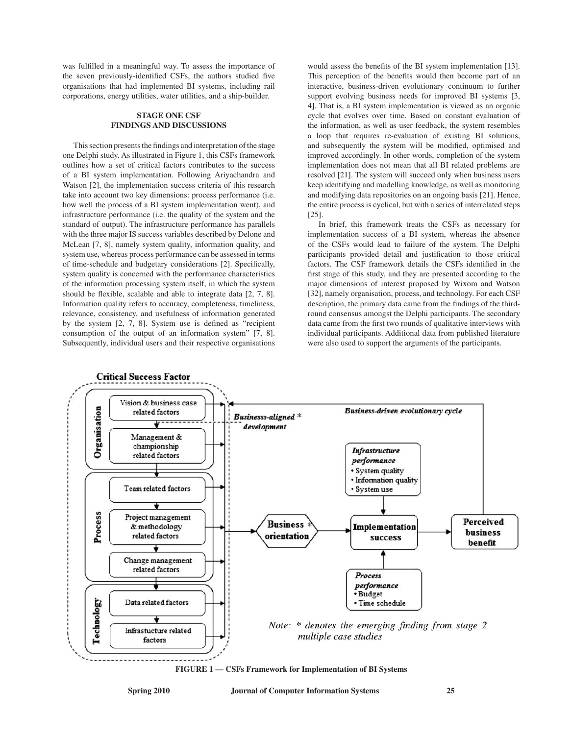was fulfilled in a meaningful way. To assess the importance of the seven previously-identified CSFs, the authors studied five organisations that had implemented BI systems, including rail corporations, energy utilities, water utilities, and a ship-builder.

## STAGE ONE CSF FINDINGS AND DISCUSSIONS

This section presents the findings and interpretation of the stage one Delphi study. As illustrated in Figure 1, this CSFs framework outlines how a set of critical factors contributes to the success of a BI system implementation. Following Ariyachandra and Watson [2], the implementation success criteria of this research take into account two key dimensions: process performance (i.e. how well the process of a BI system implementation went), and infrastructure performance (i.e. the quality of the system and the standard of output). The infrastructure performance has parallels with the three major IS success variables described by Delone and McLean [7, 8], namely system quality, information quality, and system use, whereas process performance can be assessed in terms of time-schedule and budgetary considerations [2]. Specifically, system quality is concerned with the performance characteristics of the information processing system itself, in which the system should be flexible, scalable and able to integrate data [2, 7, 8]. Information quality refers to accuracy, completeness, timeliness, relevance, consistency, and usefulness of information generated by the system [2, 7, 8]. System use is defined as "recipient consumption of the output of an information system" [7, 8]. Subsequently, individual users and their respective organisations would assess the benefits of the BI system implementation [13]. This perception of the benefits would then become part of an interactive, business-driven evolutionary continuum to further support evolving business needs for improved BI systems [3, 4]. That is, a BI system implementation is viewed as an organic cycle that evolves over time. Based on constant evaluation of the information, as well as user feedback, the system resembles a loop that requires re-evaluation of existing BI solutions, and subsequently the system will be modified, optimised and improved accordingly. In other words, completion of the system implementation does not mean that all BI related problems are resolved [21]. The system will succeed only when business users keep identifying and modelling knowledge, as well as monitoring and modifying data repositories on an ongoing basis [21]. Hence, the entire process is cyclical, but with a series of interrelated steps [25].

In brief, this framework treats the CSFs as necessary for implementation success of a BI system, whereas the absence of the CSFs would lead to failure of the system. The Delphi participants provided detail and justification to those critical factors. The CSF framework details the CSFs identified in the first stage of this study, and they are presented according to the major dimensions of interest proposed by Wixom and Watson [32], namely organisation, process, and technology. For each CSF description, the primary data came from the findings of the third-round consensus amongst the Delphi participants. The secondary data came from the first two rounds of qualitative interviews with individual participants. Additional data from published literature were also used to support the arguments of the participants.

**Critical Success Factor**

- **Organisation**
  - Vision & business case related factors
  - Management & championship related factors
- **Process**
  - Team related factors
  - Project management & methodology related factors
  - Change management related factors
- **Technology**
  - Data related factors
  - Infrastucture related factors

*Businesss-aligned \* development*

*Business-driven evolutionary cycle*

Business \* orientation → Implementation success → Perceived business benefit

*Infrastructure performance*
- System quality
- Information quality
- System use

*Process performance*
- Budget
- Time schedule

*Note: \* denotes the emerging finding from stage 2 multiple case studies*

**FIGURE 1 — CSFs Framework for Implementation of BI Systems**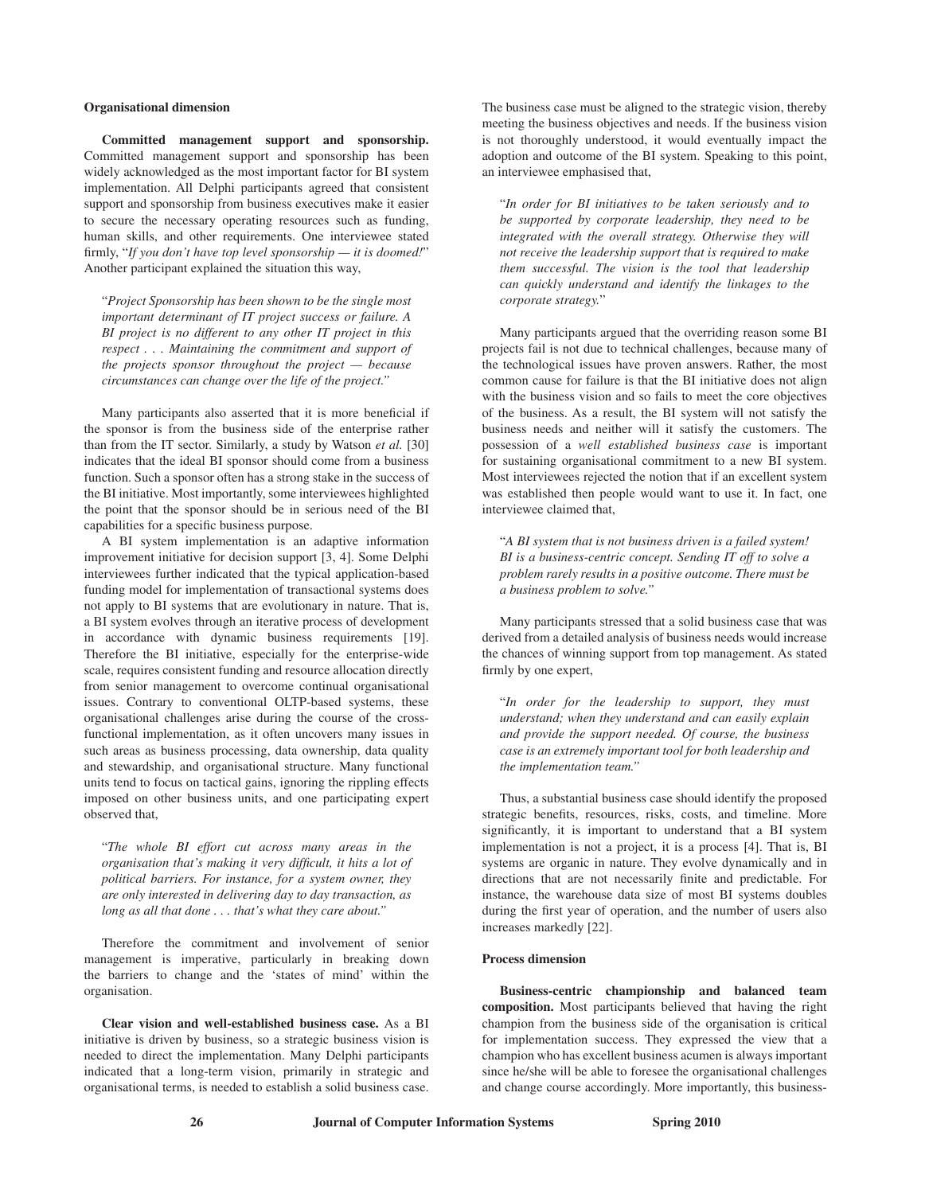**Organisational dimension**

**Committed management support and sponsorship.** Committed management support and sponsorship has been widely acknowledged as the most important factor for BI system implementation. All Delphi participants agreed that consistent support and sponsorship from business executives make it easier to secure the necessary operating resources such as funding, human skills, and other requirements. One interviewee stated firmly, "*If you don't have top level sponsorship — it is doomed!*" Another participant explained the situation this way,

> "*Project Sponsorship has been shown to be the single most important determinant of IT project success or failure. A BI project is no different to any other IT project in this respect . . . Maintaining the commitment and support of the projects sponsor throughout the project — because circumstances can change over the life of the project.*"

Many participants also asserted that it is more beneficial if the sponsor is from the business side of the enterprise rather than from the IT sector. Similarly, a study by Watson *et al.* [30] indicates that the ideal BI sponsor should come from a business function. Such a sponsor often has a strong stake in the success of the BI initiative. Most importantly, some interviewees highlighted the point that the sponsor should be in serious need of the BI capabilities for a specific business purpose.

A BI system implementation is an adaptive information improvement initiative for decision support [3, 4]. Some Delphi interviewees further indicated that the typical application-based funding model for implementation of transactional systems does not apply to BI systems that are evolutionary in nature. That is, a BI system evolves through an iterative process of development in accordance with dynamic business requirements [19]. Therefore the BI initiative, especially for the enterprise-wide scale, requires consistent funding and resource allocation directly from senior management to overcome continual organisational issues. Contrary to conventional OLTP-based systems, these organisational challenges arise during the course of the cross-functional implementation, as it often uncovers many issues in such areas as business processing, data ownership, data quality and stewardship, and organisational structure. Many functional units tend to focus on tactical gains, ignoring the rippling effects imposed on other business units, and one participating expert observed that,

> "*The whole BI effort cut across many areas in the organisation that's making it very difficult, it hits a lot of political barriers. For instance, for a system owner, they are only interested in delivering day to day transaction, as long as all that done . . . that's what they care about.*"

Therefore the commitment and involvement of senior management is imperative, particularly in breaking down the barriers to change and the 'states of mind' within the organisation.

**Clear vision and well-established business case.** As a BI initiative is driven by business, so a strategic business vision is needed to direct the implementation. Many Delphi participants indicated that a long-term vision, primarily in strategic and organisational terms, is needed to establish a solid business case. The business case must be aligned to the strategic vision, thereby meeting the business objectives and needs. If the business vision is not thoroughly understood, it would eventually impact the adoption and outcome of the BI system. Speaking to this point, an interviewee emphasised that,

> "*In order for BI initiatives to be taken seriously and to be supported by corporate leadership, they need to be integrated with the overall strategy. Otherwise they will not receive the leadership support that is required to make them successful. The vision is the tool that leadership can quickly understand and identify the linkages to the corporate strategy.*"

Many participants argued that the overriding reason some BI projects fail is not due to technical challenges, because many of the technological issues have proven answers. Rather, the most common cause for failure is that the BI initiative does not align with the business vision and so fails to meet the core objectives of the business. As a result, the BI system will not satisfy the business needs and neither will it satisfy the customers. The possession of a *well established business case* is important for sustaining organisational commitment to a new BI system. Most interviewees rejected the notion that if an excellent system was established then people would want to use it. In fact, one interviewee claimed that,

> "*A BI system that is not business driven is a failed system! BI is a business-centric concept. Sending IT off to solve a problem rarely results in a positive outcome. There must be a business problem to solve.*"

Many participants stressed that a solid business case that was derived from a detailed analysis of business needs would increase the chances of winning support from top management. As stated firmly by one expert,

> "*In order for the leadership to support, they must understand; when they understand and can easily explain and provide the support needed. Of course, the business case is an extremely important tool for both leadership and the implementation team.*"

Thus, a substantial business case should identify the proposed strategic benefits, resources, risks, costs, and timeline. More significantly, it is important to understand that a BI system implementation is not a project, it is a process [4]. That is, BI systems are organic in nature. They evolve dynamically and in directions that are not necessarily finite and predictable. For instance, the warehouse data size of most BI systems doubles during the first year of operation, and the number of users also increases markedly [22].

**Process dimension**

**Business-centric championship and balanced team composition.** Most participants believed that having the right champion from the business side of the organisation is critical for implementation success. They expressed the view that a champion who has excellent business acumen is always important since he/she will be able to foresee the organisational challenges and change course accordingly. More importantly, this business-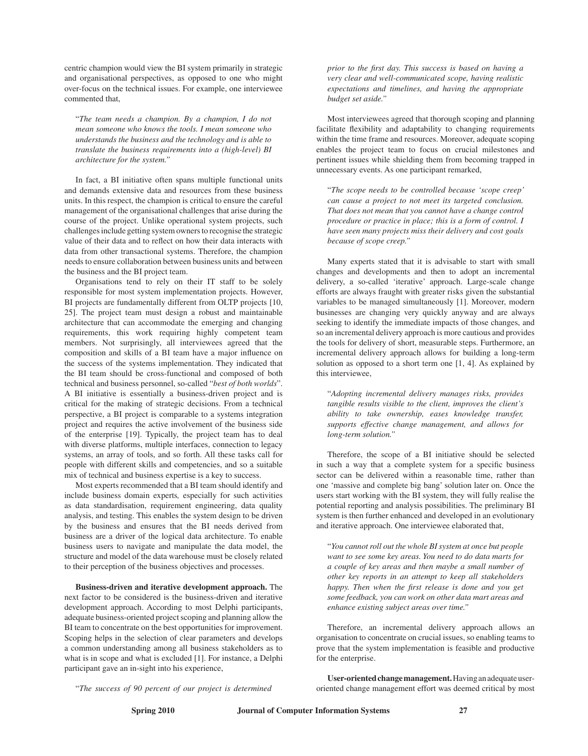centric champion would view the BI system primarily in strategic and organisational perspectives, as opposed to one who might over-focus on the technical issues. For example, one interviewee commented that,

> "*The team needs a champion. By a champion, I do not mean someone who knows the tools. I mean someone who understands the business and the technology and is able to translate the business requirements into a (high-level) BI architecture for the system.*"

In fact, a BI initiative often spans multiple functional units and demands extensive data and resources from these business units. In this respect, the champion is critical to ensure the careful management of the organisational challenges that arise during the course of the project. Unlike operational system projects, such challenges include getting system owners to recognise the strategic value of their data and to reflect on how their data interacts with data from other transactional systems. Therefore, the champion needs to ensure collaboration between business units and between the business and the BI project team.

Organisations tend to rely on their IT staff to be solely responsible for most system implementation projects. However, BI projects are fundamentally different from OLTP projects [10, 25]. The project team must design a robust and maintainable architecture that can accommodate the emerging and changing requirements, this work requiring highly competent team members. Not surprisingly, all interviewees agreed that the composition and skills of a BI team have a major influence on the success of the systems implementation. They indicated that the BI team should be cross-functional and composed of both technical and business personnel, so-called "*best of both worlds*". A BI initiative is essentially a business-driven project and is critical for the making of strategic decisions. From a technical perspective, a BI project is comparable to a systems integration project and requires the active involvement of the business side of the enterprise [19]. Typically, the project team has to deal with diverse platforms, multiple interfaces, connection to legacy systems, an array of tools, and so forth. All these tasks call for people with different skills and competencies, and so a suitable mix of technical and business expertise is a key to success.

Most experts recommended that a BI team should identify and include business domain experts*,* especially for such activities as data standardisation, requirement engineering, data quality analysis, and testing. This enables the system design to be driven by the business and ensures that the BI needs derived from business are a driver of the logical data architecture. To enable business users to navigate and manipulate the data model, the structure and model of the data warehouse must be closely related to their perception of the business objectives and processes.

**Business-driven and iterative development approach.** The next factor to be considered is the business-driven and iterative development approach. According to most Delphi participants, adequate business-oriented project scoping and planning allow the BI team to concentrate on the best opportunities for improvement. Scoping helps in the selection of clear parameters and develops a common understanding among all business stakeholders as to what is in scope and what is excluded [1]. For instance, a Delphi participant gave an in-sight into his experience,

> "*The success of 90 percent of our project is determined prior to the first day. This success is based on having a very clear and well-communicated scope, having realistic expectations and timelines, and having the appropriate budget set aside.*"

Most interviewees agreed that thorough scoping and planning facilitate flexibility and adaptability to changing requirements within the time frame and resources. Moreover, adequate scoping enables the project team to focus on crucial milestones and pertinent issues while shielding them from becoming trapped in unnecessary events. As one participant remarked,

> "*The scope needs to be controlled because 'scope creep' can cause a project to not meet its targeted conclusion. That does not mean that you cannot have a change control procedure or practice in place; this is a form of control. I have seen many projects miss their delivery and cost goals because of scope creep.*"

Many experts stated that it is advisable to start with small changes and developments and then to adopt an incremental delivery, a so-called 'iterative' approach. Large-scale change efforts are always fraught with greater risks given the substantial variables to be managed simultaneously [1]. Moreover, modern businesses are changing very quickly anyway and are always seeking to identify the immediate impacts of those changes, and so an incremental delivery approach is more cautious and provides the tools for delivery of short, measurable steps. Furthermore, an incremental delivery approach allows for building a long-term solution as opposed to a short term one [1, 4]. As explained by this interviewee,

> "*Adopting incremental delivery manages risks, provides tangible results visible to the client, improves the client's ability to take ownership, eases knowledge transfer, supports effective change management, and allows for long-term solution.*"

Therefore, the scope of a BI initiative should be selected in such a way that a complete system for a specific business sector can be delivered within a reasonable time, rather than one 'massive and complete big bang' solution later on. Once the users start working with the BI system, they will fully realise the potential reporting and analysis possibilities. The preliminary BI system is then further enhanced and developed in an evolutionary and iterative approach. One interviewee elaborated that,

> "*You cannot roll out the whole BI system at once but people want to see some key areas. You need to do data marts for a couple of key areas and then maybe a small number of other key reports in an attempt to keep all stakeholders happy. Then when the first release is done and you get some feedback, you can work on other data mart areas and enhance existing subject areas over time.*"

Therefore, an incremental delivery approach allows an organisation to concentrate on crucial issues, so enabling teams to prove that the system implementation is feasible and productive for the enterprise.

**User-oriented change management.** Having an adequate user-oriented change management effort was deemed critical by most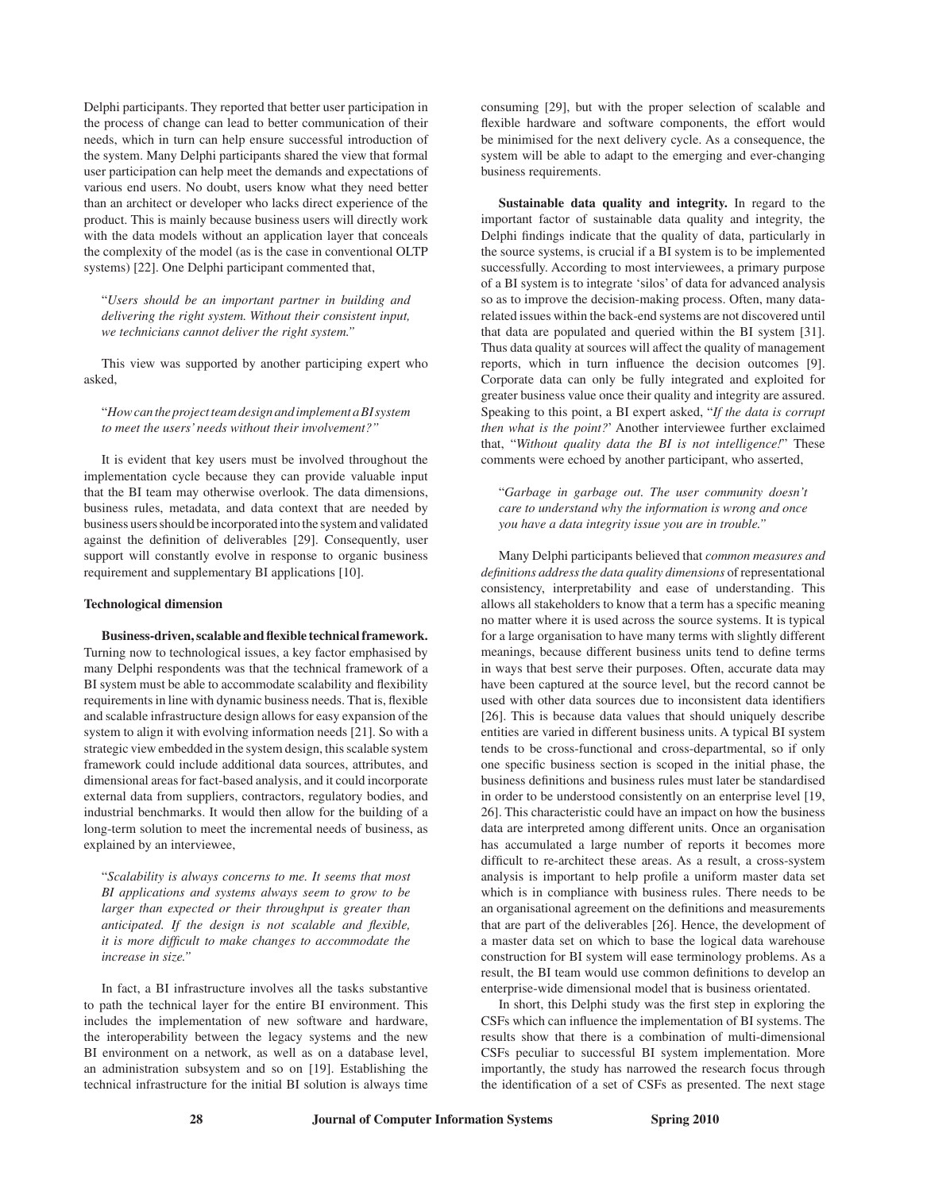Delphi participants. They reported that better user participation in the process of change can lead to better communication of their needs, which in turn can help ensure successful introduction of the system. Many Delphi participants shared the view that formal user participation can help meet the demands and expectations of various end users. No doubt, users know what they need better than an architect or developer who lacks direct experience of the product. This is mainly because business users will directly work with the data models without an application layer that conceals the complexity of the model (as is the case in conventional OLTP systems) [22]. One Delphi participant commented that,

> "*Users should be an important partner in building and delivering the right system. Without their consistent input, we technicians cannot deliver the right system.*"

This view was supported by another participating expert who asked,

> "*How can the project team design and implement a BI system to meet the users' needs without their involvement?*"

It is evident that key users must be involved throughout the implementation cycle because they can provide valuable input that the BI team may otherwise overlook. The data dimensions, business rules, metadata, and data context that are needed by business users should be incorporated into the system and validated against the definition of deliverables [29]. Consequently, user support will constantly evolve in response to organic business requirement and supplementary BI applications [10].

**Technological dimension**

**Business-driven, scalable and flexible technical framework.** Turning now to technological issues, a key factor emphasised by many Delphi respondents was that the technical framework of a BI system must be able to accommodate scalability and flexibility requirements in line with dynamic business needs. That is, flexible and scalable infrastructure design allows for easy expansion of the system to align it with evolving information needs [21]. So with a strategic view embedded in the system design, this scalable system framework could include additional data sources, attributes, and dimensional areas for fact-based analysis, and it could incorporate external data from suppliers, contractors, regulatory bodies, and industrial benchmarks. It would then allow for the building of a long-term solution to meet the incremental needs of business, as explained by an interviewee,

> "*Scalability is always concerns to me. It seems that most BI applications and systems always seem to grow to be larger than expected or their throughput is greater than anticipated. If the design is not scalable and flexible, it is more difficult to make changes to accommodate the increase in size.*"

In fact, a BI infrastructure involves all the tasks substantive to path the technical layer for the entire BI environment. This includes the implementation of new software and hardware, the interoperability between the legacy systems and the new BI environment on a network, as well as on a database level, an administration subsystem and so on [19]. Establishing the technical infrastructure for the initial BI solution is always time consuming [29], but with the proper selection of scalable and flexible hardware and software components, the effort would be minimised for the next delivery cycle. As a consequence, the system will be able to adapt to the emerging and ever-changing business requirements.

**Sustainable data quality and integrity.** In regard to the important factor of sustainable data quality and integrity, the Delphi findings indicate that the quality of data, particularly in the source systems, is crucial if a BI system is to be implemented successfully. According to most interviewees, a primary purpose of a BI system is to integrate 'silos' of data for advanced analysis so as to improve the decision-making process. Often, many data-related issues within the back-end systems are not discovered until that data are populated and queried within the BI system [31]. Thus data quality at sources will affect the quality of management reports, which in turn influence the decision outcomes [9]. Corporate data can only be fully integrated and exploited for greater business value once their quality and integrity are assured. Speaking to this point, a BI expert asked, "*If the data is corrupt then what is the point?*" Another interviewee further exclaimed that, "*Without quality data the BI is not intelligence!*" These comments were echoed by another participant, who asserted,

> "*Garbage in garbage out. The user community doesn't care to understand why the information is wrong and once you have a data integrity issue you are in trouble.*"

Many Delphi participants believed that *common measures and definitions address the data quality dimensions* of representational consistency, interpretability and ease of understanding. This allows all stakeholders to know that a term has a specific meaning no matter where it is used across the source systems. It is typical for a large organisation to have many terms with slightly different meanings, because different business units tend to define terms in ways that best serve their purposes. Often, accurate data may have been captured at the source level, but the record cannot be used with other data sources due to inconsistent data identifiers [26]. This is because data values that should uniquely describe entities are varied in different business units. A typical BI system tends to be cross-functional and cross-departmental, so if only one specific business section is scoped in the initial phase, the business definitions and business rules must later be standardised in order to be understood consistently on an enterprise level [19, 26]. This characteristic could have an impact on how the business data are interpreted among different units. Once an organisation has accumulated a large number of reports it becomes more difficult to re-architect these areas. As a result, a cross-system analysis is important to help profile a uniform master data set which is in compliance with business rules. There needs to be an organisational agreement on the definitions and measurements that are part of the deliverables [26]. Hence, the development of a master data set on which to base the logical data warehouse construction for BI system will ease terminology problems. As a result, the BI team would use common definitions to develop an enterprise-wide dimensional model that is business orientated.

In short, this Delphi study was the first step in exploring the CSFs which can influence the implementation of BI systems. The results show that there is a combination of multi-dimensional CSFs peculiar to successful BI system implementation. More importantly, the study has narrowed the research focus through the identification of a set of CSFs as presented. The next stage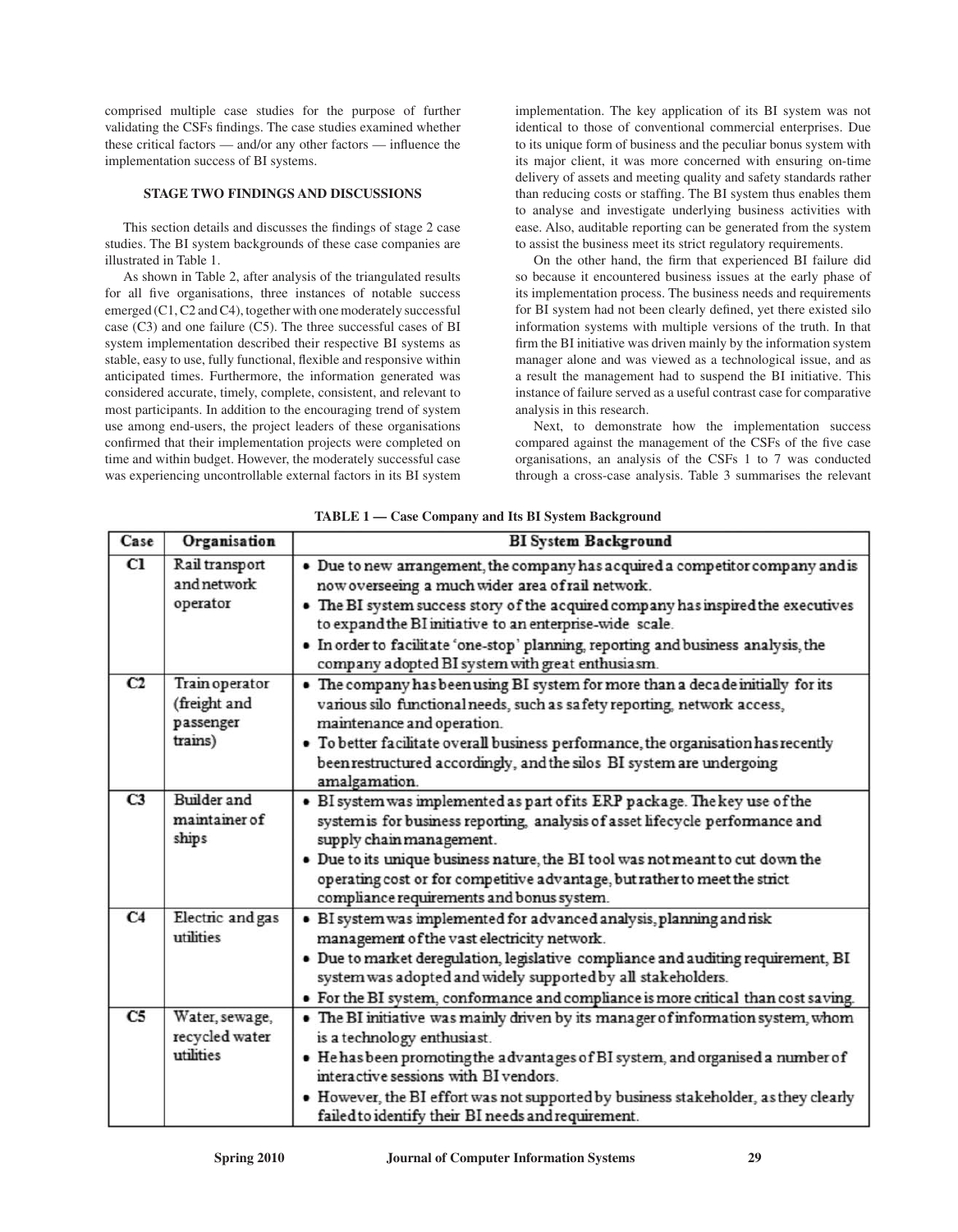comprised multiple case studies for the purpose of further validating the CSFs findings. The case studies examined whether these critical factors — and/or any other factors — influence the implementation success of BI systems.

## STAGE TWO FINDINGS AND DISCUSSIONS

This section details and discusses the findings of stage 2 case studies. The BI system backgrounds of these case companies are illustrated in Table 1.

As shown in Table 2, after analysis of the triangulated results for all five organisations, three instances of notable success emerged (C1, C2 and C4), together with one moderately successful case (C3) and one failure (C5). The three successful cases of BI system implementation described their respective BI systems as stable, easy to use, fully functional, flexible and responsive within anticipated times. Furthermore, the information generated was considered accurate, timely, complete, consistent, and relevant to most participants. In addition to the encouraging trend of system use among end-users, the project leaders of these organisations confirmed that their implementation projects were completed on time and within budget. However, the moderately successful case was experiencing uncontrollable external factors in its BI system implementation. The key application of its BI system was not identical to those of conventional commercial enterprises. Due to its unique form of business and the peculiar bonus system with its major client, it was more concerned with ensuring on-time delivery of assets and meeting quality and safety standards rather than reducing costs or staffing. The BI system thus enables them to analyse and investigate underlying business activities with ease. Also, auditable reporting can be generated from the system to assist the business meet its strict regulatory requirements.

On the other hand, the firm that experienced BI failure did so because it encountered business issues at the early phase of its implementation process. The business needs and requirements for BI system had not been clearly defined, yet there existed silo information systems with multiple versions of the truth. In that firm the BI initiative was driven mainly by the information system manager alone and was viewed as a technological issue, and as a result the management had to suspend the BI initiative. This instance of failure served as a useful contrast case for comparative analysis in this research.

Next, to demonstrate how the implementation success compared against the management of the CSFs of the five case organisations, an analysis of the CSFs 1 to 7 was conducted through a cross-case analysis. Table 3 summarises the relevant

**TABLE 1 — Case Company and Its BI System Background**

| Case | Organisation | BI System Background |
|---|---|---|
| C1 | Rail transport and network operator | • Due to new arrangement, the company has acquired a competitor company and is now overseeing a much wider area of rail network.<br>• The BI system success story of the acquired company has inspired the executives to expand the BI initiative to an enterprise-wide scale.<br>• In order to facilitate 'one-stop' planning, reporting and business analysis, the company adopted BI system with great enthusiasm. |
| C2 | Train operator (freight and passenger trains) | • The company has been using BI system for more than a decade initially for its various silo functional needs, such as safety reporting, network access, maintenance and operation.<br>• To better facilitate overall business performance, the organisation has recently been restructured accordingly, and the silos BI system are undergoing amalgamation. |
| C3 | Builder and maintainer of ships | • BI system was implemented as part of its ERP package. The key use of the system is for business reporting, analysis of asset lifecycle performance and supply chain management.<br>• Due to its unique business nature, the BI tool was not meant to cut down the operating cost or for competitive advantage, but rather to meet the strict compliance requirements and bonus system. |
| C4 | Electric and gas utilities | • BI system was implemented for advanced analysis, planning and risk management of the vast electricity network.<br>• Due to market deregulation, legislative compliance and auditing requirement, BI system was adopted and widely supported by all stakeholders.<br>• For the BI system, conformance and compliance is more critical than cost saving. |
| C5 | Water, sewage, recycled water utilities | • The BI initiative was mainly driven by its manager of information system, whom is a technology enthusiast.<br>• He has been promoting the advantages of BI system, and organised a number of interactive sessions with BI vendors.<br>• However, the BI effort was not supported by business stakeholder, as they clearly failed to identify their BI needs and requirement. |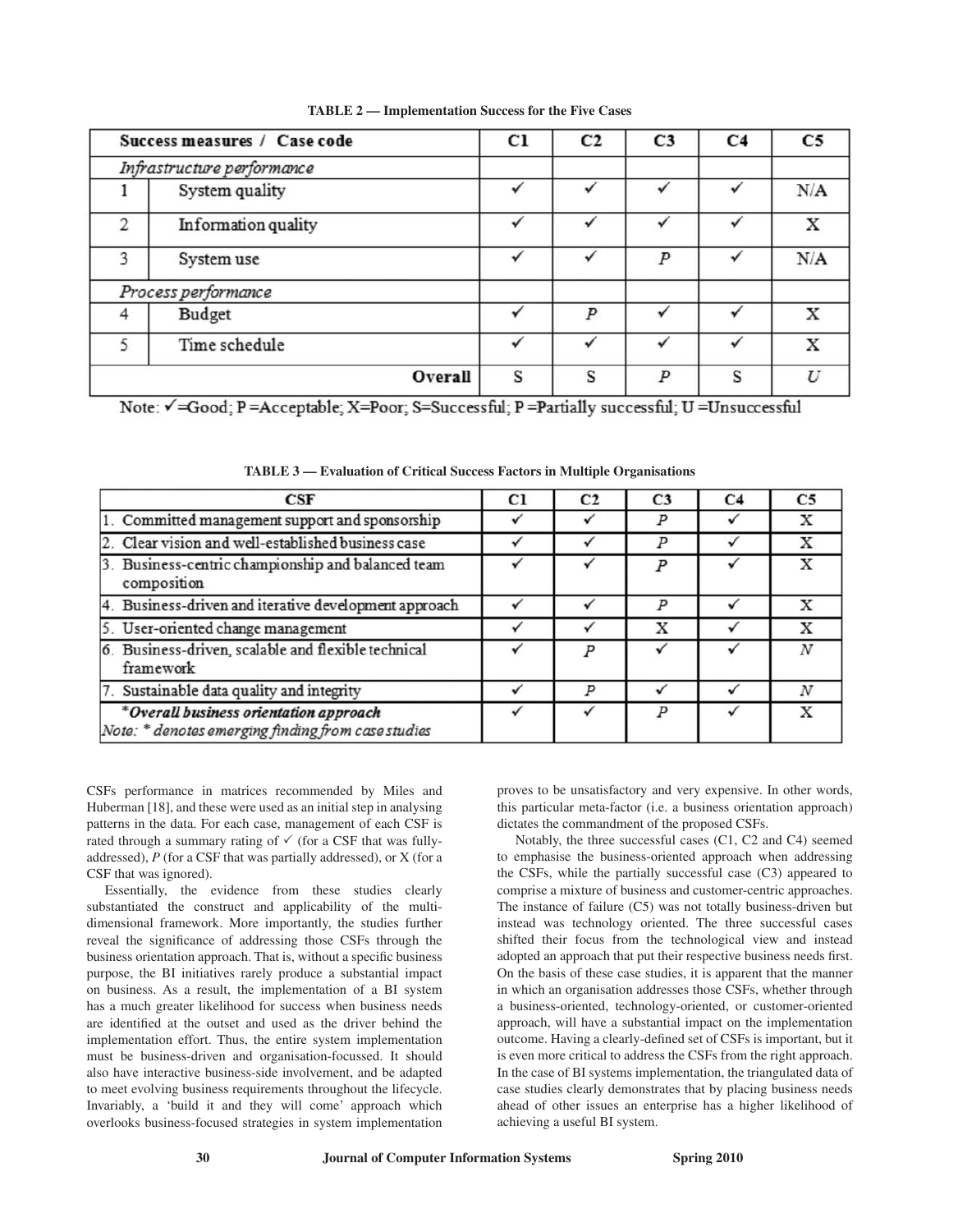**TABLE 2 — Implementation Success for the Five Cases**

| Success measures / Case code | | C1 | C2 | C3 | C4 | C5 |
|---|---|---|---|---|---|---|
| *Infrastructure performance* | | | | | | |
| 1 | System quality | ✓ | ✓ | ✓ | ✓ | N/A |
| 2 | Information quality | ✓ | ✓ | ✓ | ✓ | X |
| 3 | System use | ✓ | ✓ | *P* | ✓ | N/A |
| *Process performance* | | | | | | |
| 4 | Budget | ✓ | *P* | ✓ | ✓ | X |
| 5 | Time schedule | ✓ | ✓ | ✓ | ✓ | X |
| | **Overall** | S | S | *P* | S | *U* |

Note: ✓=Good; P =Acceptable; X=Poor; S=Successful; P =Partially successful; U =Unsuccessful

**TABLE 3 — Evaluation of Critical Success Factors in Multiple Organisations**

| CSF | C1 | C2 | C3 | C4 | C5 |
|---|---|---|---|---|---|
| 1. Committed management support and sponsorship | ✓ | ✓ | *P* | ✓ | X |
| 2. Clear vision and well-established business case | ✓ | ✓ | *P* | ✓ | X |
| 3. Business-centric championship and balanced team composition | ✓ | ✓ | *P* | ✓ | X |
| 4. Business-driven and iterative development approach | ✓ | ✓ | *P* | ✓ | X |
| 5. User-oriented change management | ✓ | ✓ | X | ✓ | X |
| 6. Business-driven, scalable and flexible technical framework | ✓ | *P* | ✓ | ✓ | *N* |
| 7. Sustainable data quality and integrity | ✓ | *P* | ✓ | ✓ | *N* |
| ****Overall business orientation approach*** | ✓ | ✓ | *P* | ✓ | X |

*Note: * denotes emerging finding from case studies*

CSFs performance in matrices recommended by Miles and Huberman [18], and these were used as an initial step in analysing patterns in the data. For each case, management of each CSF is rated through a summary rating of ✓ (for a CSF that was fully-addressed), *P* (for a CSF that was partially addressed), or X (for a CSF that was ignored).

Essentially, the evidence from these studies clearly substantiated the construct and applicability of the multi-dimensional framework. More importantly, the studies further reveal the significance of addressing those CSFs through the business orientation approach. That is, without a specific business purpose, the BI initiatives rarely produce a substantial impact on business. As a result, the implementation of a BI system has a much greater likelihood for success when business needs are identified at the outset and used as the driver behind the implementation effort. Thus, the entire system implementation must be business-driven and organisation-focussed. It should also have interactive business-side involvement, and be adapted to meet evolving business requirements throughout the lifecycle. Invariably, a 'build it and they will come' approach which overlooks business-focused strategies in system implementation proves to be unsatisfactory and very expensive. In other words, this particular meta-factor (i.e. a business orientation approach) dictates the commandment of the proposed CSFs.

Notably, the three successful cases (C1, C2 and C4) seemed to emphasise the business-oriented approach when addressing the CSFs, while the partially successful case (C3) appeared to comprise a mixture of business and customer-centric approaches. The instance of failure (C5) was not totally business-driven but instead was technology oriented. The three successful cases shifted their focus from the technological view and instead adopted an approach that put their respective business needs first. On the basis of these case studies, it is apparent that the manner in which an organisation addresses those CSFs, whether through a business-oriented, technology-oriented, or customer-oriented approach, will have a substantial impact on the implementation outcome. Having a clearly-defined set of CSFs is important, but it is even more critical to address the CSFs from the right approach. In the case of BI systems implementation, the triangulated data of case studies clearly demonstrates that by placing business needs ahead of other issues an enterprise has a higher likelihood of achieving a useful BI system.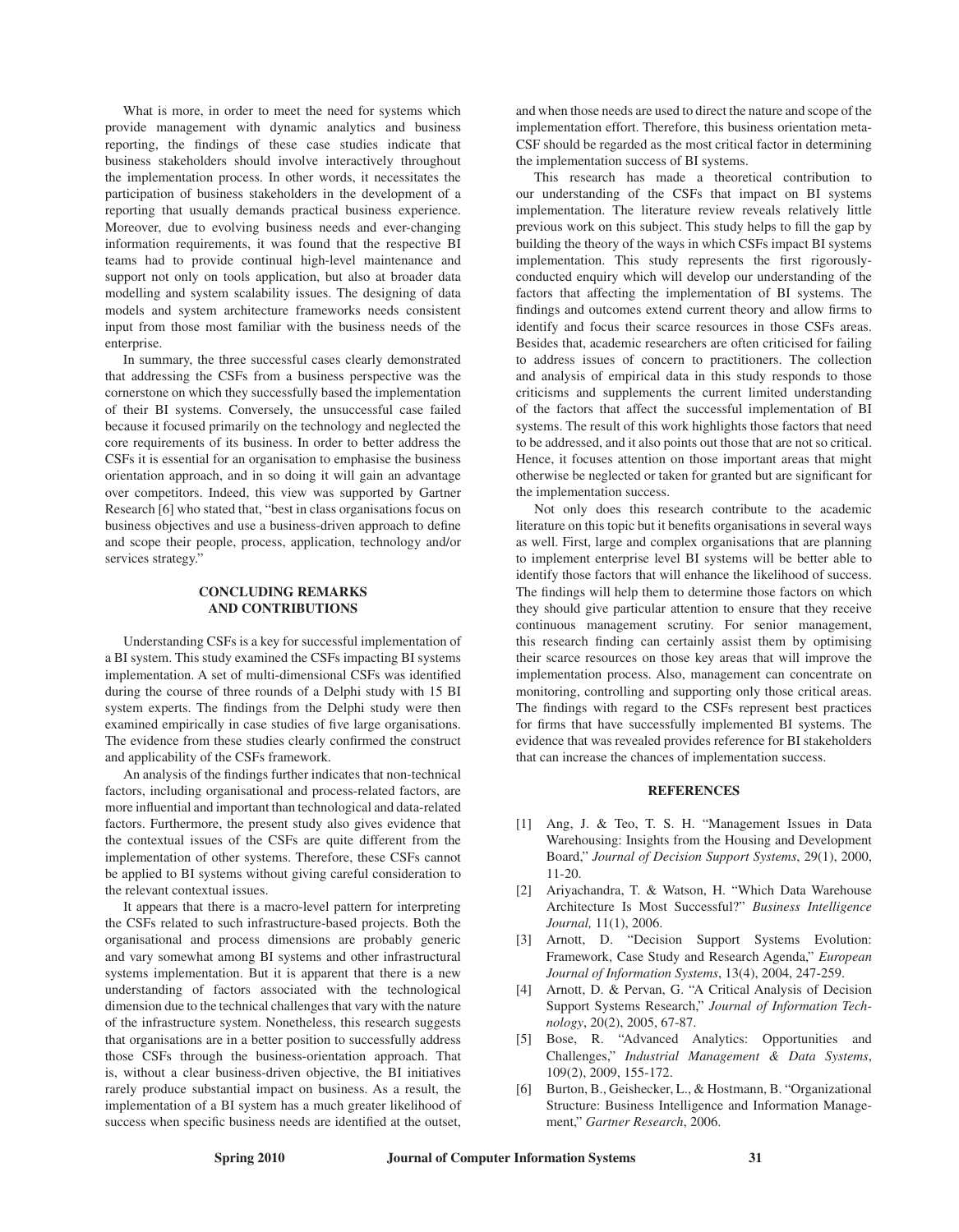What is more, in order to meet the need for systems which provide management with dynamic analytics and business reporting, the findings of these case studies indicate that business stakeholders should involve interactively throughout the implementation process. In other words, it necessitates the participation of business stakeholders in the development of a reporting that usually demands practical business experience. Moreover, due to evolving business needs and ever-changing information requirements, it was found that the respective BI teams had to provide continual high-level maintenance and support not only on tools application, but also at broader data modelling and system scalability issues. The designing of data models and system architecture frameworks needs consistent input from those most familiar with the business needs of the enterprise.

In summary, the three successful cases clearly demonstrated that addressing the CSFs from a business perspective was the cornerstone on which they successfully based the implementation of their BI systems. Conversely, the unsuccessful case failed because it focused primarily on the technology and neglected the core requirements of its business. In order to better address the CSFs it is essential for an organisation to emphasise the business orientation approach, and in so doing it will gain an advantage over competitors. Indeed, this view was supported by Gartner Research [6] who stated that, "best in class organisations focus on business objectives and use a business-driven approach to define and scope their people, process, application, technology and/or services strategy."

## CONCLUDING REMARKS AND CONTRIBUTIONS

Understanding CSFs is a key for successful implementation of a BI system. This study examined the CSFs impacting BI systems implementation. A set of multi-dimensional CSFs was identified during the course of three rounds of a Delphi study with 15 BI system experts. The findings from the Delphi study were then examined empirically in case studies of five large organisations. The evidence from these studies clearly confirmed the construct and applicability of the CSFs framework.

An analysis of the findings further indicates that non-technical factors, including organisational and process-related factors, are more influential and important than technological and data-related factors. Furthermore, the present study also gives evidence that the contextual issues of the CSFs are quite different from the implementation of other systems. Therefore, these CSFs cannot be applied to BI systems without giving careful consideration to the relevant contextual issues.

It appears that there is a macro-level pattern for interpreting the CSFs related to such infrastructure-based projects. Both the organisational and process dimensions are probably generic and vary somewhat among BI systems and other infrastructural systems implementation. But it is apparent that there is a new understanding of factors associated with the technological dimension due to the technical challenges that vary with the nature of the infrastructure system. Nonetheless, this research suggests that organisations are in a better position to successfully address those CSFs through the business-orientation approach. That is, without a clear business-driven objective, the BI initiatives rarely produce substantial impact on business. As a result, the implementation of a BI system has a much greater likelihood of success when specific business needs are identified at the outset, and when those needs are used to direct the nature and scope of the implementation effort. Therefore, this business orientation meta-CSF should be regarded as the most critical factor in determining the implementation success of BI systems.

This research has made a theoretical contribution to our understanding of the CSFs that impact on BI systems implementation. The literature review reveals relatively little previous work on this subject. This study helps to fill the gap by building the theory of the ways in which CSFs impact BI systems implementation. This study represents the first rigorously-conducted enquiry which will develop our understanding of the factors that affecting the implementation of BI systems. The findings and outcomes extend current theory and allow firms to identify and focus their scarce resources in those CSFs areas. Besides that, academic researchers are often criticised for failing to address issues of concern to practitioners. The collection and analysis of empirical data in this study responds to those criticisms and supplements the current limited understanding of the factors that affect the successful implementation of BI systems. The result of this work highlights those factors that need to be addressed, and it also points out those that are not so critical. Hence, it focuses attention on those important areas that might otherwise be neglected or taken for granted but are significant for the implementation success.

Not only does this research contribute to the academic literature on this topic but it benefits organisations in several ways as well. First, large and complex organisations that are planning to implement enterprise level BI systems will be better able to identify those factors that will enhance the likelihood of success. The findings will help them to determine those factors on which they should give particular attention to ensure that they receive continuous management scrutiny. For senior management, this research finding can certainly assist them by optimising their scarce resources on those key areas that will improve the implementation process. Also, management can concentrate on monitoring, controlling and supporting only those critical areas. The findings with regard to the CSFs represent best practices for firms that have successfully implemented BI systems. The evidence that was revealed provides reference for BI stakeholders that can increase the chances of implementation success.

## REFERENCES

[1] Ang, J. & Teo, T. S. H. "Management Issues in Data Warehousing: Insights from the Housing and Development Board," *Journal of Decision Support Systems*, 29(1), 2000, 11-20.

[2] Ariyachandra, T. & Watson, H. "Which Data Warehouse Architecture Is Most Successful?" *Business Intelligence Journal,* 11(1), 2006.

[3] Arnott, D. "Decision Support Systems Evolution: Framework, Case Study and Research Agenda," *European Journal of Information Systems*, 13(4), 2004, 247-259.

[4] Arnott, D. & Pervan, G. "A Critical Analysis of Decision Support Systems Research," *Journal of Information Technology*, 20(2), 2005, 67-87.

[5] Bose, R. "Advanced Analytics: Opportunities and Challenges," *Industrial Management & Data Systems*, 109(2), 2009, 155-172.

[6] Burton, B., Geishecker, L., & Hostmann, B. "Organizational Structure: Business Intelligence and Information Management," *Gartner Research*, 2006.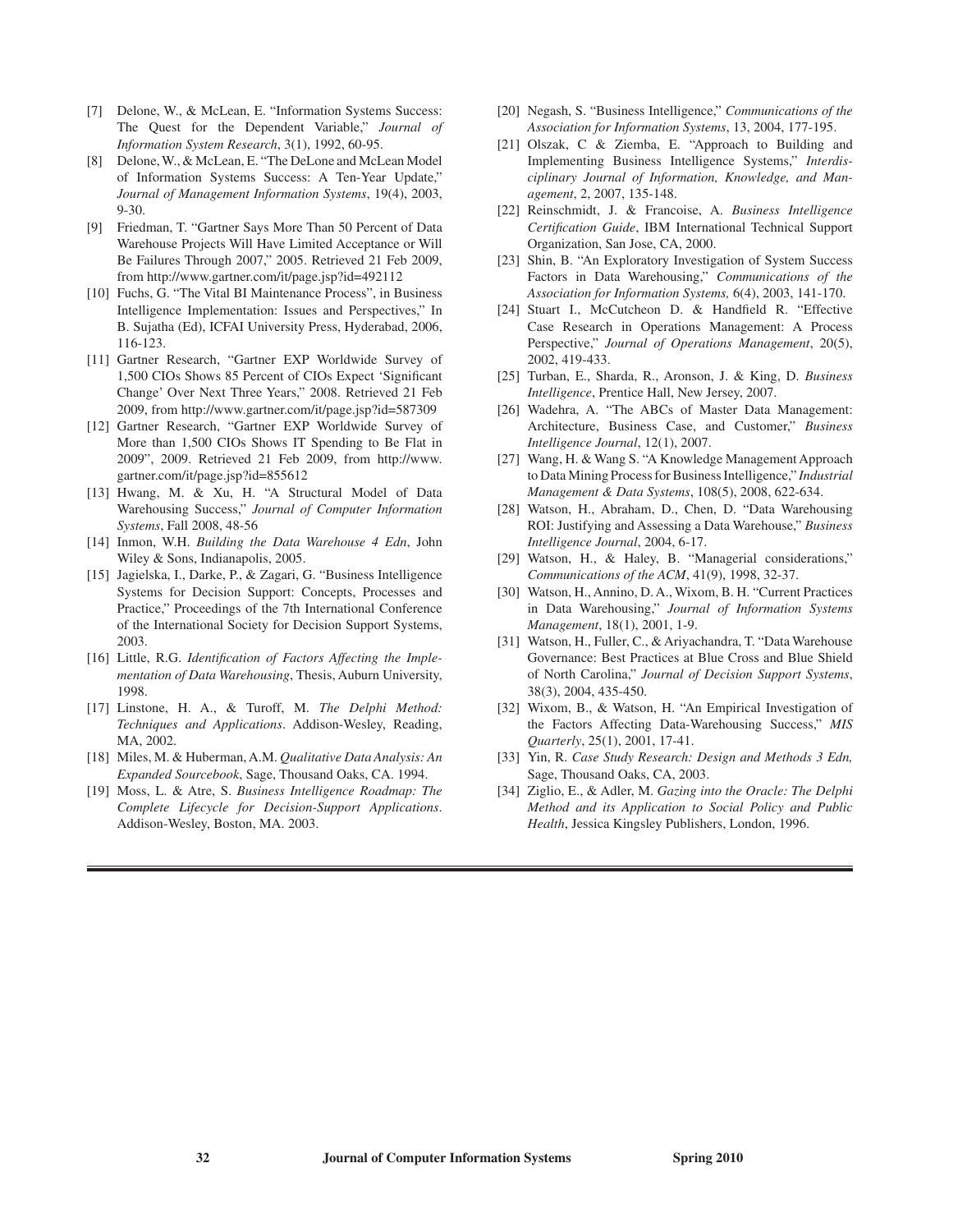[7] Delone, W., & McLean, E. "Information Systems Success: The Quest for the Dependent Variable," *Journal of Information System Research*, 3(1), 1992, 60-95.

[8] Delone, W., & McLean, E. "The DeLone and McLean Model of Information Systems Success: A Ten-Year Update," *Journal of Management Information Systems*, 19(4), 2003, 9-30.

[9] Friedman, T. "Gartner Says More Than 50 Percent of Data Warehouse Projects Will Have Limited Acceptance or Will Be Failures Through 2007," 2005. Retrieved 21 Feb 2009, from http://www.gartner.com/it/page.jsp?id=492112

[10] Fuchs, G. "The Vital BI Maintenance Process", in Business Intelligence Implementation: Issues and Perspectives," In B. Sujatha (Ed), ICFAI University Press, Hyderabad, 2006, 116-123.

[11] Gartner Research, "Gartner EXP Worldwide Survey of 1,500 CIOs Shows 85 Percent of CIOs Expect 'Significant Change' Over Next Three Years," 2008. Retrieved 21 Feb 2009, from http://www.gartner.com/it/page.jsp?id=587309

[12] Gartner Research, "Gartner EXP Worldwide Survey of More than 1,500 CIOs Shows IT Spending to Be Flat in 2009", 2009. Retrieved 21 Feb 2009, from http://www.gartner.com/it/page.jsp?id=855612

[13] Hwang, M. & Xu, H. "A Structural Model of Data Warehousing Success," *Journal of Computer Information Systems*, Fall 2008, 48-56

[14] Inmon, W.H. *Building the Data Warehouse 4 Edn*, John Wiley & Sons, Indianapolis, 2005.

[15] Jagielska, I., Darke, P., & Zagari, G. "Business Intelligence Systems for Decision Support: Concepts, Processes and Practice," Proceedings of the 7th International Conference of the International Society for Decision Support Systems, 2003.

[16] Little, R.G. *Identification of Factors Affecting the Implementation of Data Warehousing*, Thesis, Auburn University, 1998.

[17] Linstone, H. A., & Turoff, M. *The Delphi Method: Techniques and Applications*. Addison-Wesley, Reading, MA, 2002.

[18] Miles, M. & Huberman, A.M. *Qualitative Data Analysis: An Expanded Sourcebook*, Sage, Thousand Oaks, CA. 1994.

[19] Moss, L. & Atre, S. *Business Intelligence Roadmap: The Complete Lifecycle for Decision-Support Applications*. Addison-Wesley, Boston, MA. 2003.

[20] Negash, S. "Business Intelligence," *Communications of the Association for Information Systems*, 13, 2004, 177-195.

[21] Olszak, C & Ziemba, E. "Approach to Building and Implementing Business Intelligence Systems," *Interdisciplinary Journal of Information, Knowledge, and Management*, 2, 2007, 135-148.

[22] Reinschmidt, J. & Francoise, A. *Business Intelligence Certification Guide*, IBM International Technical Support Organization, San Jose, CA, 2000.

[23] Shin, B. "An Exploratory Investigation of System Success Factors in Data Warehousing," *Communications of the Association for Information Systems,* 6(4), 2003, 141-170.

[24] Stuart I., McCutcheon D. & Handfield R. "Effective Case Research in Operations Management: A Process Perspective," *Journal of Operations Management*, 20(5), 2002, 419-433.

[25] Turban, E., Sharda, R., Aronson, J. & King, D. *Business Intelligence*, Prentice Hall, New Jersey, 2007.

[26] Wadehra, A. "The ABCs of Master Data Management: Architecture, Business Case, and Customer," *Business Intelligence Journal*, 12(1), 2007.

[27] Wang, H. & Wang S. "A Knowledge Management Approach to Data Mining Process for Business Intelligence," *Industrial Management & Data Systems*, 108(5), 2008, 622-634.

[28] Watson, H., Abraham, D., Chen, D. "Data Warehousing ROI: Justifying and Assessing a Data Warehouse," *Business Intelligence Journal*, 2004, 6-17.

[29] Watson, H., & Haley, B. "Managerial considerations," *Communications of the ACM*, 41(9), 1998, 32-37.

[30] Watson, H., Annino, D. A., Wixom, B. H. "Current Practices in Data Warehousing," *Journal of Information Systems Management*, 18(1), 2001, 1-9.

[31] Watson, H., Fuller, C., & Ariyachandra, T. "Data Warehouse Governance: Best Practices at Blue Cross and Blue Shield of North Carolina," *Journal of Decision Support Systems*, 38(3), 2004, 435-450.

[32] Wixom, B., & Watson, H. "An Empirical Investigation of the Factors Affecting Data-Warehousing Success," *MIS Quarterly*, 25(1), 2001, 17-41.

[33] Yin, R. *Case Study Research: Design and Methods 3 Edn,* Sage, Thousand Oaks, CA, 2003.

[34] Ziglio, E., & Adler, M. *Gazing into the Oracle: The Delphi Method and its Application to Social Policy and Public Health*, Jessica Kingsley Publishers, London, 1996.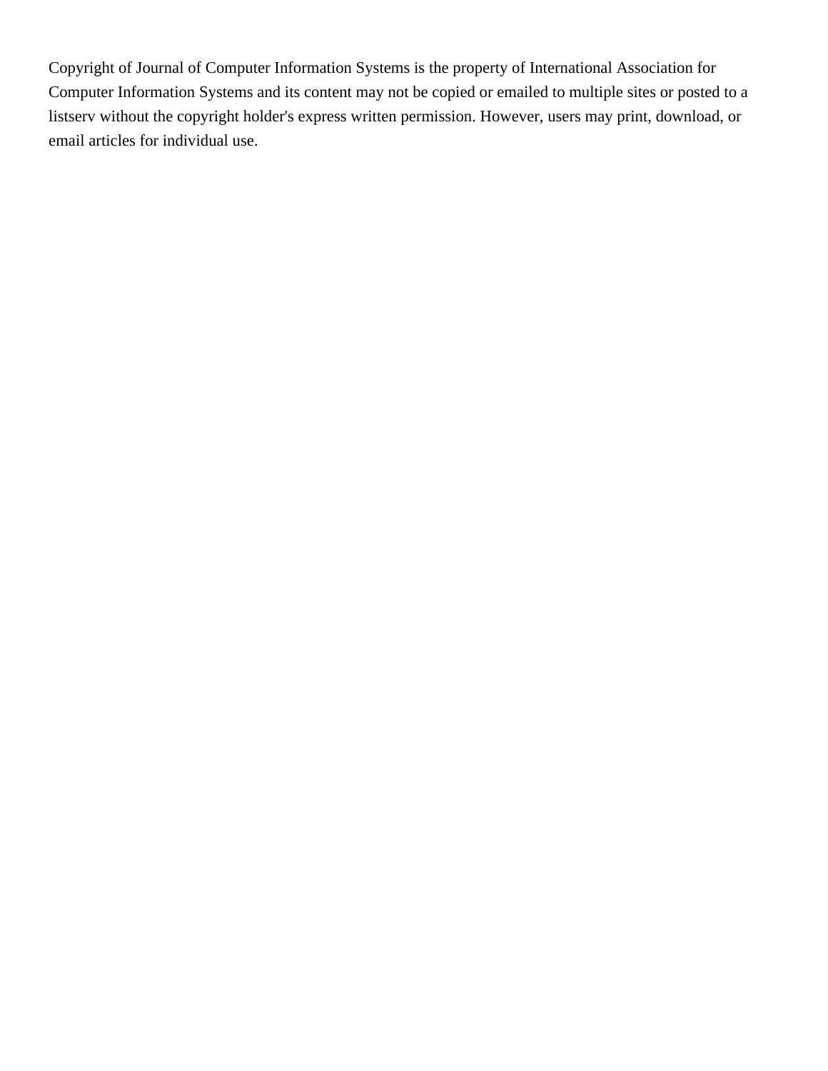Copyright of Journal of Computer Information Systems is the property of International Association for Computer Information Systems and its content may not be copied or emailed to multiple sites or posted to a listserv without the copyright holder's express written permission. However, users may print, download, or email articles for individual use.